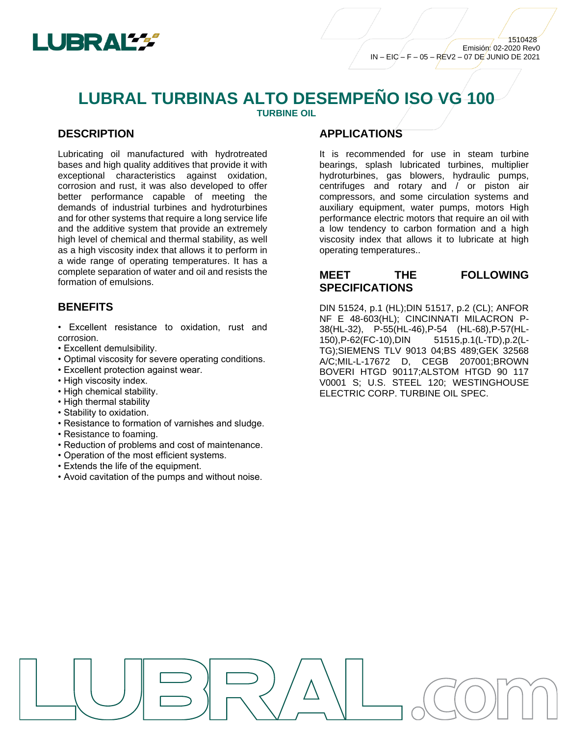1510428
Emisión: 02-2020 Rev0
IN – EIC – F – 05 – REV2 – 07 DE JUNIO DE 2021

# LUBRAL TURBINAS ALTO DESEMPEÑO ISO VG 100

**TURBINE OIL**

## DESCRIPTION

Lubricating oil manufactured with hydrotreated bases and high quality additives that provide it with exceptional characteristics against oxidation, corrosion and rust, it was also developed to offer better performance capable of meeting the demands of industrial turbines and hydroturbines and for other systems that require a long service life and the additive system that provide an extremely high level of chemical and thermal stability, as well as a high viscosity index that allows it to perform in a wide range of operating temperatures. It has a complete separation of water and oil and resists the formation of emulsions.

## BENEFITS

- Excellent resistance to oxidation, rust and corrosion.
- Excellent demulsibility.
- Optimal viscosity for severe operating conditions.
- Excellent protection against wear.
- High viscosity index.
- High chemical stability.
- High thermal stability
- Stability to oxidation.
- Resistance to formation of varnishes and sludge.
- Resistance to foaming.
- Reduction of problems and cost of maintenance.
- Operation of the most efficient systems.
- Extends the life of the equipment.
- Avoid cavitation of the pumps and without noise.

## APPLICATIONS

It is recommended for use in steam turbine bearings, splash lubricated turbines, multiplier hydroturbines, gas blowers, hydraulic pumps, centrifuges and rotary and / or piston air compressors, and some circulation systems and auxiliary equipment, water pumps, motors High performance electric motors that require an oil with a low tendency to carbon formation and a high viscosity index that allows it to lubricate at high operating temperatures..

## MEET THE FOLLOWING SPECIFICATIONS

DIN 51524, p.1 (HL);DIN 51517, p.2 (CL); ANFOR NF E 48-603(HL); CINCINNATI MILACRON P-38(HL-32), P-55(HL-46),P-54 (HL-68),P-57(HL-150),P-62(FC-10),DIN 51515,p.1(L-TD),p.2(L-TG);SIEMENS TLV 9013 04;BS 489;GEK 32568 A/C;MIL-L-17672 D, CEGB 207001;BROWN BOVERI HTGD 90117;ALSTOM HTGD 90 117 V0001 S; U.S. STEEL 120; WESTINGHOUSE ELECTRIC CORP. TURBINE OIL SPEC.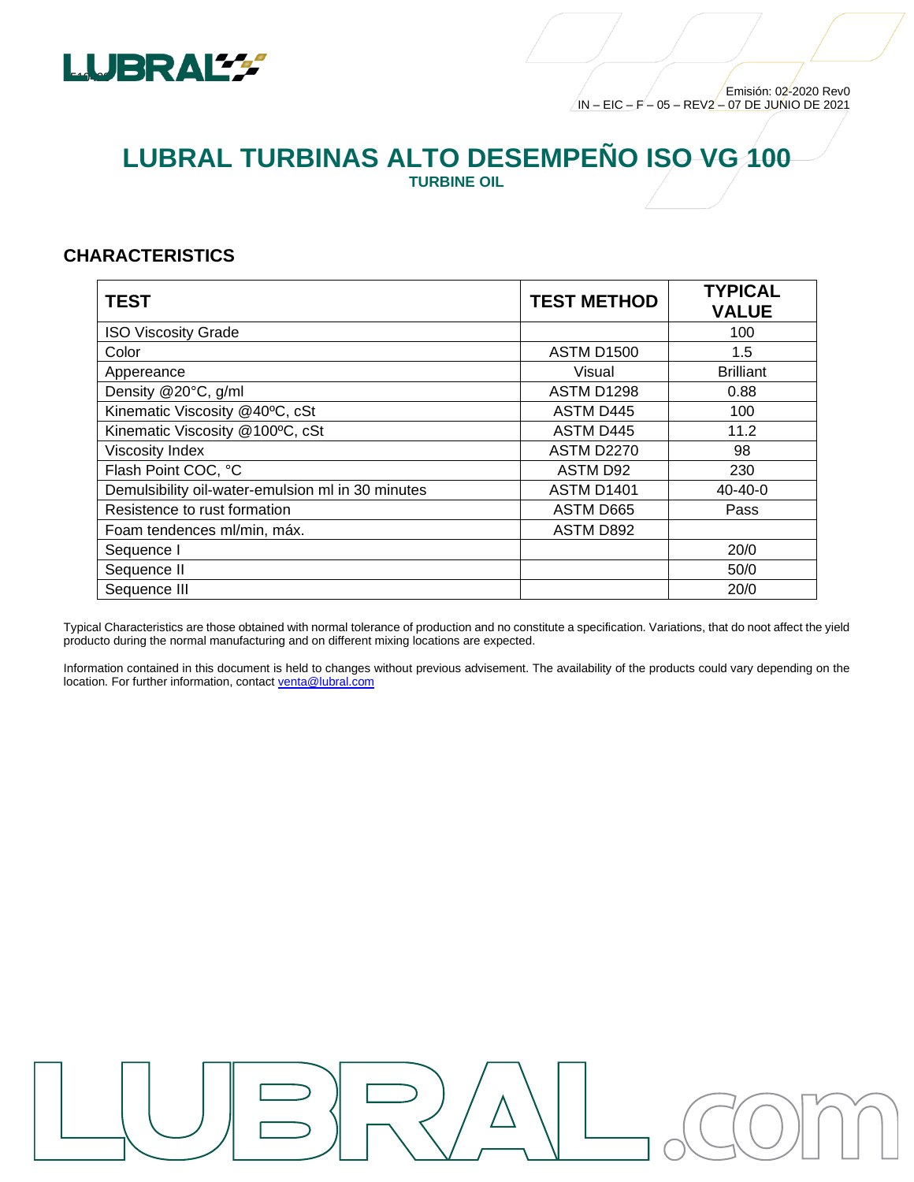Emisión: 02-2020 Rev0
IN – EIC – F – 05 – REV2 – 07 DE JUNIO DE 2021

# LUBRAL TURBINAS ALTO DESEMPEÑO ISO VG 100

**TURBINE OIL**

## CHARACTERISTICS

| TEST | TEST METHOD | TYPICAL VALUE |
|---|---|---|
| ISO Viscosity Grade | | 100 |
| Color | ASTM D1500 | 1.5 |
| Appereance | Visual | Brilliant |
| Density @20°C, g/ml | ASTM D1298 | 0.88 |
| Kinematic Viscosity @40ºC, cSt | ASTM D445 | 100 |
| Kinematic Viscosity @100ºC, cSt | ASTM D445 | 11.2 |
| Viscosity Index | ASTM D2270 | 98 |
| Flash Point COC, °C | ASTM D92 | 230 |
| Demulsibility oil-water-emulsion ml in 30 minutes | ASTM D1401 | 40-40-0 |
| Resistence to rust formation | ASTM D665 | Pass |
| Foam tendences ml/min, máx. | ASTM D892 | |
| Sequence I | | 20/0 |
| Sequence II | | 50/0 |
| Sequence III | | 20/0 |

Typical Characteristics are those obtained with normal tolerance of production and no constitute a specification. Variations, that do noot affect the yield producto during the normal manufacturing and on different mixing locations are expected.

Information contained in this document is held to changes without previous advisement. The availability of the products could vary depending on the location. For further information, contact venta@lubral.com